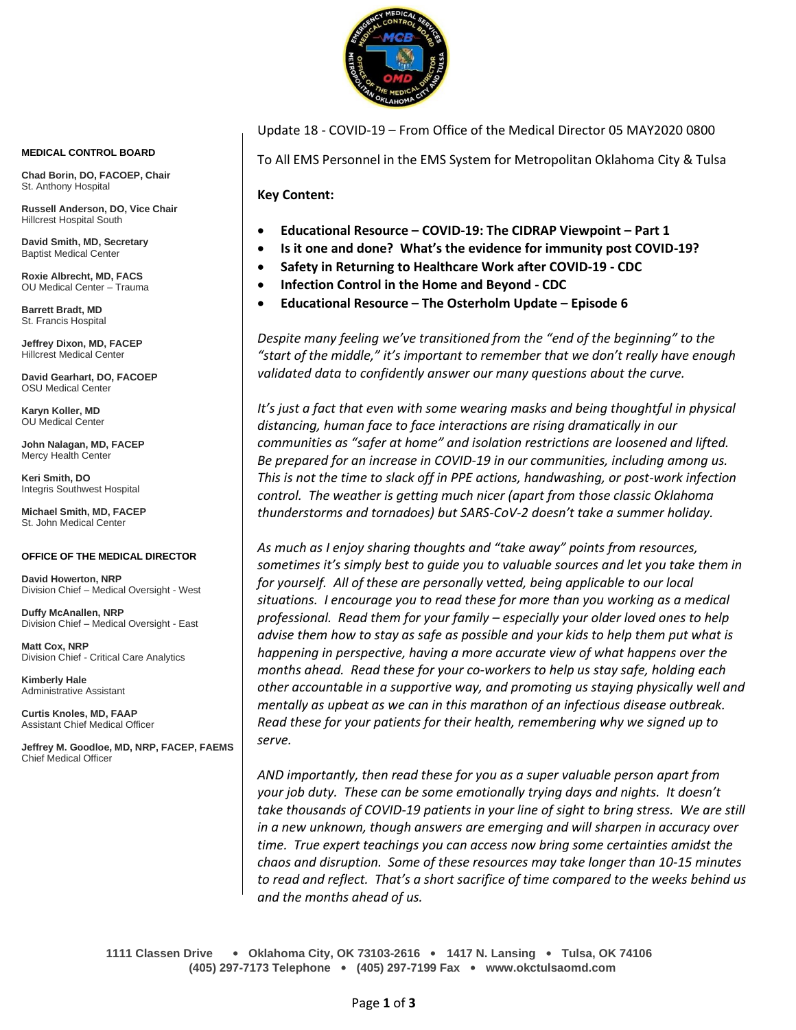Update 18 - COVID-19 – From Office of the Medical Director 05 MAY2020 0800

To All EMS Personnel in the EMS System for Metropolitan Oklahoma City & Tulsa

**Key Content:**

- **Educational Resource – COVID-19: The CIDRAP Viewpoint – Part 1**
- **Is it one and done? What's the evidence for immunity post COVID-19?**
- **Safety in Returning to Healthcare Work after COVID-19 - CDC**
- **Infection Control in the Home and Beyond - CDC**
- **Educational Resource – The Osterholm Update – Episode 6**

*Despite many feeling we've transitioned from the "end of the beginning" to the "start of the middle," it's important to remember that we don't really have enough validated data to confidently answer our many questions about the curve.*

*It's just a fact that even with some wearing masks and being thoughtful in physical distancing, human face to face interactions are rising dramatically in our communities as "safer at home" and isolation restrictions are loosened and lifted. Be prepared for an increase in COVID-19 in our communities, including among us. This is not the time to slack off in PPE actions, handwashing, or post-work infection control. The weather is getting much nicer (apart from those classic Oklahoma thunderstorms and tornadoes) but SARS-CoV-2 doesn't take a summer holiday.*

*As much as I enjoy sharing thoughts and "take away" points from resources, sometimes it's simply best to guide you to valuable sources and let you take them in for yourself. All of these are personally vetted, being applicable to our local situations. I encourage you to read these for more than you working as a medical professional. Read them for your family – especially your older loved ones to help advise them how to stay as safe as possible and your kids to help them put what is happening in perspective, having a more accurate view of what happens over the months ahead. Read these for your co-workers to help us stay safe, holding each other accountable in a supportive way, and promoting us staying physically well and mentally as upbeat as we can in this marathon of an infectious disease outbreak. Read these for your patients for their health, remembering why we signed up to serve.*

*AND importantly, then read these for you as a super valuable person apart from your job duty. These can be some emotionally trying days and nights. It doesn't take thousands of COVID-19 patients in your line of sight to bring stress. We are still in a new unknown, though answers are emerging and will sharpen in accuracy over time. True expert teachings you can access now bring some certainties amidst the chaos and disruption. Some of these resources may take longer than 10-15 minutes to read and reflect. That's a short sacrifice of time compared to the weeks behind us and the months ahead of us.*

**MEDICAL CONTROL BOARD**

**Chad Borin, DO, FACOEP, Chair**
St. Anthony Hospital

**Russell Anderson, DO, Vice Chair**
Hillcrest Hospital South

**David Smith, MD, Secretary**
Baptist Medical Center

**Roxie Albrecht, MD, FACS**
OU Medical Center – Trauma

**Barrett Bradt, MD**
St. Francis Hospital

**Jeffrey Dixon, MD, FACEP**
Hillcrest Medical Center

**David Gearhart, DO, FACOEP**
OSU Medical Center

**Karyn Koller, MD**
OU Medical Center

**John Nalagan, MD, FACEP**
Mercy Health Center

**Keri Smith, DO**
Integris Southwest Hospital

**Michael Smith, MD, FACEP**
St. John Medical Center

**OFFICE OF THE MEDICAL DIRECTOR**

**David Howerton, NRP**
Division Chief – Medical Oversight - West

**Duffy McAnallen, NRP**
Division Chief – Medical Oversight - East

**Matt Cox, NRP**
Division Chief - Critical Care Analytics

**Kimberly Hale**
Administrative Assistant

**Curtis Knoles, MD, FAAP**
Assistant Chief Medical Officer

**Jeffrey M. Goodloe, MD, NRP, FACEP, FAEMS**
Chief Medical Officer

**1111 Classen Drive • Oklahoma City, OK 73103-2616 • 1417 N. Lansing • Tulsa, OK 74106**
**(405) 297-7173 Telephone • (405) 297-7199 Fax • www.okctulsaomd.com**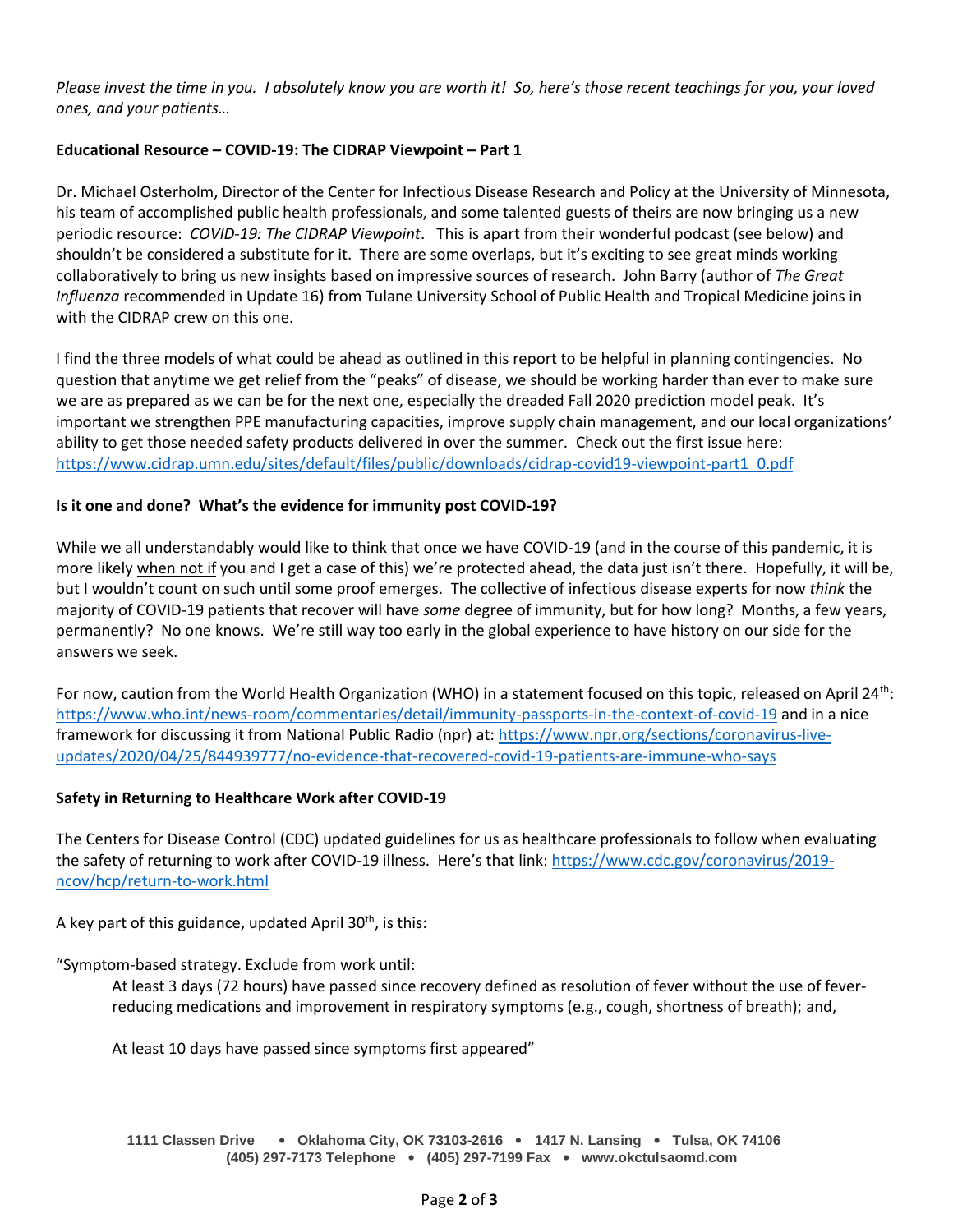*Please invest the time in you. I absolutely know you are worth it! So, here's those recent teachings for you, your loved ones, and your patients…*

**Educational Resource – COVID-19: The CIDRAP Viewpoint – Part 1**

Dr. Michael Osterholm, Director of the Center for Infectious Disease Research and Policy at the University of Minnesota, his team of accomplished public health professionals, and some talented guests of theirs are now bringing us a new periodic resource: *COVID-19: The CIDRAP Viewpoint*. This is apart from their wonderful podcast (see below) and shouldn't be considered a substitute for it. There are some overlaps, but it's exciting to see great minds working collaboratively to bring us new insights based on impressive sources of research. John Barry (author of *The Great Influenza* recommended in Update 16) from Tulane University School of Public Health and Tropical Medicine joins in with the CIDRAP crew on this one.

I find the three models of what could be ahead as outlined in this report to be helpful in planning contingencies. No question that anytime we get relief from the "peaks" of disease, we should be working harder than ever to make sure we are as prepared as we can be for the next one, especially the dreaded Fall 2020 prediction model peak. It's important we strengthen PPE manufacturing capacities, improve supply chain management, and our local organizations' ability to get those needed safety products delivered in over the summer. Check out the first issue here: https://www.cidrap.umn.edu/sites/default/files/public/downloads/cidrap-covid19-viewpoint-part1_0.pdf

**Is it one and done? What's the evidence for immunity post COVID-19?**

While we all understandably would like to think that once we have COVID-19 (and in the course of this pandemic, it is more likely <u>when not if</u> you and I get a case of this) we're protected ahead, the data just isn't there. Hopefully, it will be, but I wouldn't count on such until some proof emerges. The collective of infectious disease experts for now *think* the majority of COVID-19 patients that recover will have *some* degree of immunity, but for how long? Months, a few years, permanently? No one knows. We're still way too early in the global experience to have history on our side for the answers we seek.

For now, caution from the World Health Organization (WHO) in a statement focused on this topic, released on April 24th: https://www.who.int/news-room/commentaries/detail/immunity-passports-in-the-context-of-covid-19 and in a nice framework for discussing it from National Public Radio (npr) at: https://www.npr.org/sections/coronavirus-live-updates/2020/04/25/844939777/no-evidence-that-recovered-covid-19-patients-are-immune-who-says

**Safety in Returning to Healthcare Work after COVID-19**

The Centers for Disease Control (CDC) updated guidelines for us as healthcare professionals to follow when evaluating the safety of returning to work after COVID-19 illness. Here's that link: https://www.cdc.gov/coronavirus/2019-ncov/hcp/return-to-work.html

A key part of this guidance, updated April 30th, is this:

"Symptom-based strategy. Exclude from work until:

> At least 3 days (72 hours) have passed since recovery defined as resolution of fever without the use of fever-reducing medications and improvement in respiratory symptoms (e.g., cough, shortness of breath); and,
>
> At least 10 days have passed since symptoms first appeared"

**1111 Classen Drive • Oklahoma City, OK 73103-2616 • 1417 N. Lansing • Tulsa, OK 74106**
**(405) 297-7173 Telephone • (405) 297-7199 Fax • www.okctulsaomd.com**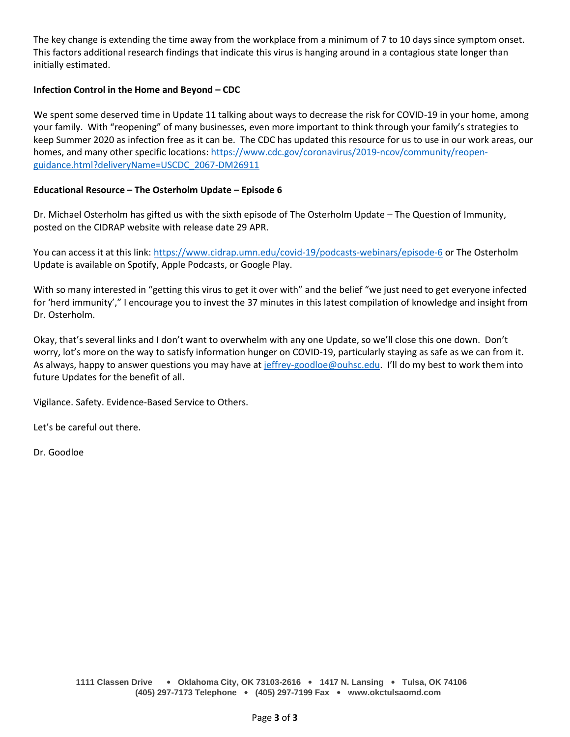The key change is extending the time away from the workplace from a minimum of 7 to 10 days since symptom onset. This factors additional research findings that indicate this virus is hanging around in a contagious state longer than initially estimated.

**Infection Control in the Home and Beyond – CDC**

We spent some deserved time in Update 11 talking about ways to decrease the risk for COVID-19 in your home, among your family. With "reopening" of many businesses, even more important to think through your family's strategies to keep Summer 2020 as infection free as it can be. The CDC has updated this resource for us to use in our work areas, our homes, and many other specific locations: https://www.cdc.gov/coronavirus/2019-ncov/community/reopen-guidance.html?deliveryName=USCDC_2067-DM26911

**Educational Resource – The Osterholm Update – Episode 6**

Dr. Michael Osterholm has gifted us with the sixth episode of The Osterholm Update – The Question of Immunity, posted on the CIDRAP website with release date 29 APR.

You can access it at this link: https://www.cidrap.umn.edu/covid-19/podcasts-webinars/episode-6 or The Osterholm Update is available on Spotify, Apple Podcasts, or Google Play.

With so many interested in "getting this virus to get it over with" and the belief "we just need to get everyone infected for 'herd immunity'," I encourage you to invest the 37 minutes in this latest compilation of knowledge and insight from Dr. Osterholm.

Okay, that's several links and I don't want to overwhelm with any one Update, so we'll close this one down. Don't worry, lot's more on the way to satisfy information hunger on COVID-19, particularly staying as safe as we can from it. As always, happy to answer questions you may have at jeffrey-goodloe@ouhsc.edu. I'll do my best to work them into future Updates for the benefit of all.

Vigilance. Safety. Evidence-Based Service to Others.

Let's be careful out there.

Dr. Goodloe

**1111 Classen Drive • Oklahoma City, OK 73103-2616 • 1417 N. Lansing • Tulsa, OK 74106**
**(405) 297-7173 Telephone • (405) 297-7199 Fax • www.okctulsaomd.com**